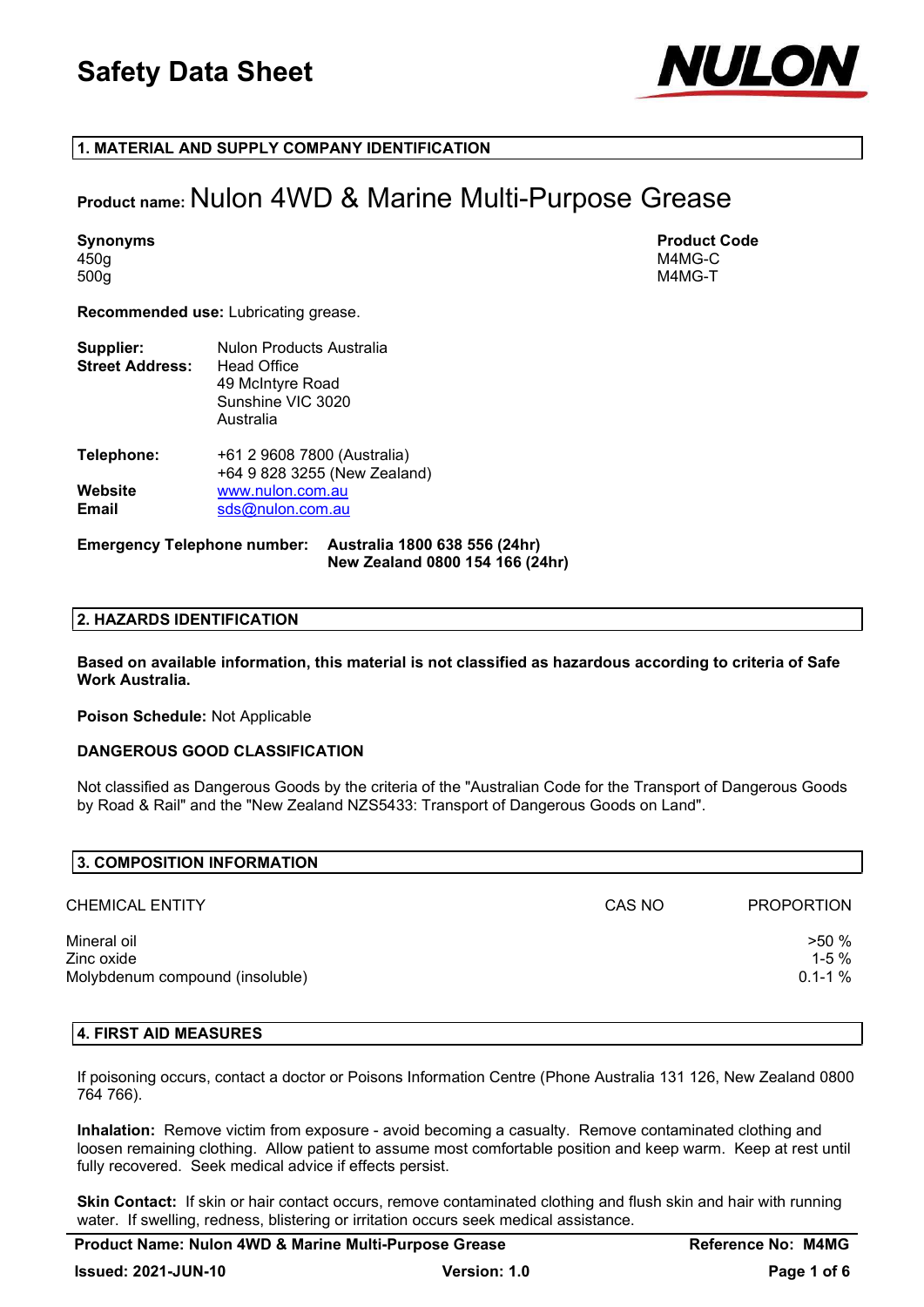# Safety Data Sheet

## 1. MATERIAL AND SUPPLY COMPANY IDENTIFICATION

**Product name:** Nulon 4WD & Marine Multi-Purpose Grease

| **Synonyms** | **Product Code** |
|---|---|
| 450g | M4MG-C |
| 500g | M4MG-T |

**Recommended use:** Lubricating grease.

**Supplier:** Nulon Products Australia
**Street Address:** Head Office
49 McIntyre Road
Sunshine VIC 3020
Australia

**Telephone:** +61 2 9608 7800 (Australia)
+64 9 828 3255 (New Zealand)
**Website** www.nulon.com.au
**Email** sds@nulon.com.au

**Emergency Telephone number:** **Australia 1800 638 556 (24hr)**
**New Zealand 0800 154 166 (24hr)**

## 2. HAZARDS IDENTIFICATION

**Based on available information, this material is not classified as hazardous according to criteria of Safe Work Australia.**

**Poison Schedule:** Not Applicable

**DANGEROUS GOOD CLASSIFICATION**

Not classified as Dangerous Goods by the criteria of the "Australian Code for the Transport of Dangerous Goods by Road & Rail" and the "New Zealand NZS5433: Transport of Dangerous Goods on Land".

## 3. COMPOSITION INFORMATION

| CHEMICAL ENTITY | CAS NO | PROPORTION |
|---|---|---|
| Mineral oil | | >50 % |
| Zinc oxide | | 1-5 % |
| Molybdenum compound (insoluble) | | 0.1-1 % |

## 4. FIRST AID MEASURES

If poisoning occurs, contact a doctor or Poisons Information Centre (Phone Australia 131 126, New Zealand 0800 764 766).

**Inhalation:** Remove victim from exposure - avoid becoming a casualty. Remove contaminated clothing and loosen remaining clothing. Allow patient to assume most comfortable position and keep warm. Keep at rest until fully recovered. Seek medical advice if effects persist.

**Skin Contact:** If skin or hair contact occurs, remove contaminated clothing and flush skin and hair with running water. If swelling, redness, blistering or irritation occurs seek medical assistance.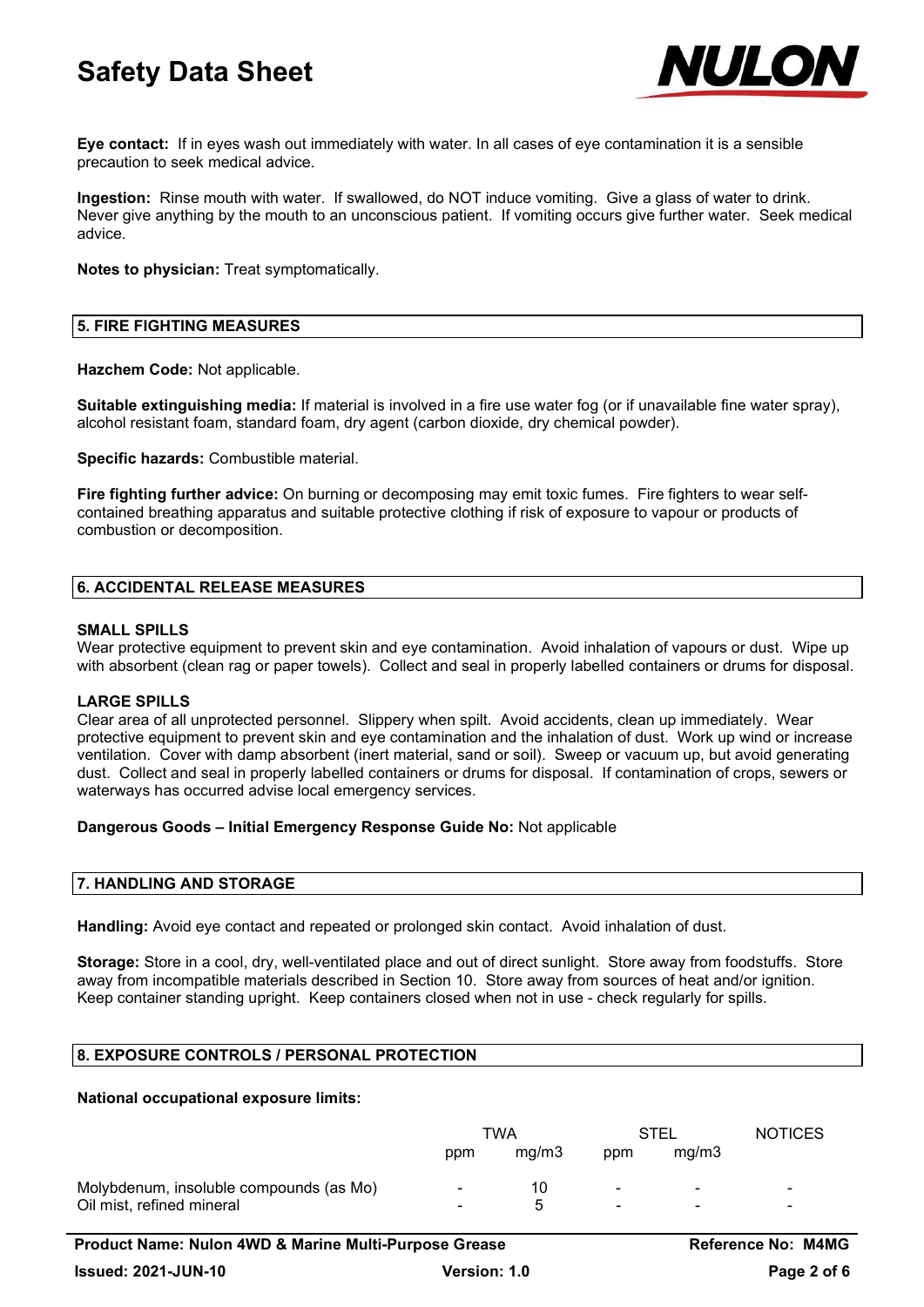**Eye contact:** If in eyes wash out immediately with water. In all cases of eye contamination it is a sensible precaution to seek medical advice.

**Ingestion:** Rinse mouth with water. If swallowed, do NOT induce vomiting. Give a glass of water to drink. Never give anything by the mouth to an unconscious patient. If vomiting occurs give further water. Seek medical advice.

**Notes to physician:** Treat symptomatically.

## 5. FIRE FIGHTING MEASURES

**Hazchem Code:** Not applicable.

**Suitable extinguishing media:** If material is involved in a fire use water fog (or if unavailable fine water spray), alcohol resistant foam, standard foam, dry agent (carbon dioxide, dry chemical powder).

**Specific hazards:** Combustible material.

**Fire fighting further advice:** On burning or decomposing may emit toxic fumes. Fire fighters to wear self-contained breathing apparatus and suitable protective clothing if risk of exposure to vapour or products of combustion or decomposition.

## 6. ACCIDENTAL RELEASE MEASURES

**SMALL SPILLS**

Wear protective equipment to prevent skin and eye contamination. Avoid inhalation of vapours or dust. Wipe up with absorbent (clean rag or paper towels). Collect and seal in properly labelled containers or drums for disposal.

**LARGE SPILLS**

Clear area of all unprotected personnel. Slippery when spilt. Avoid accidents, clean up immediately. Wear protective equipment to prevent skin and eye contamination and the inhalation of dust. Work up wind or increase ventilation. Cover with damp absorbent (inert material, sand or soil). Sweep or vacuum up, but avoid generating dust. Collect and seal in properly labelled containers or drums for disposal. If contamination of crops, sewers or waterways has occurred advise local emergency services.

**Dangerous Goods – Initial Emergency Response Guide No:** Not applicable

## 7. HANDLING AND STORAGE

**Handling:** Avoid eye contact and repeated or prolonged skin contact. Avoid inhalation of dust.

**Storage:** Store in a cool, dry, well-ventilated place and out of direct sunlight. Store away from foodstuffs. Store away from incompatible materials described in Section 10. Store away from sources of heat and/or ignition. Keep container standing upright. Keep containers closed when not in use - check regularly for spills.

## 8. EXPOSURE CONTROLS / PERSONAL PROTECTION

**National occupational exposure limits:**

| | TWA | | STEL | | NOTICES |
|---|---|---|---|---|---|
| | ppm | mg/m3 | ppm | mg/m3 | |
| Molybdenum, insoluble compounds (as Mo) | - | 10 | - | - | - |
| Oil mist, refined mineral | - | 5 | - | - | - |

**Product Name: Nulon 4WD & Marine Multi-Purpose Grease** **Reference No: M4MG**

**Issued: 2021-JUN-10** **Version: 1.0**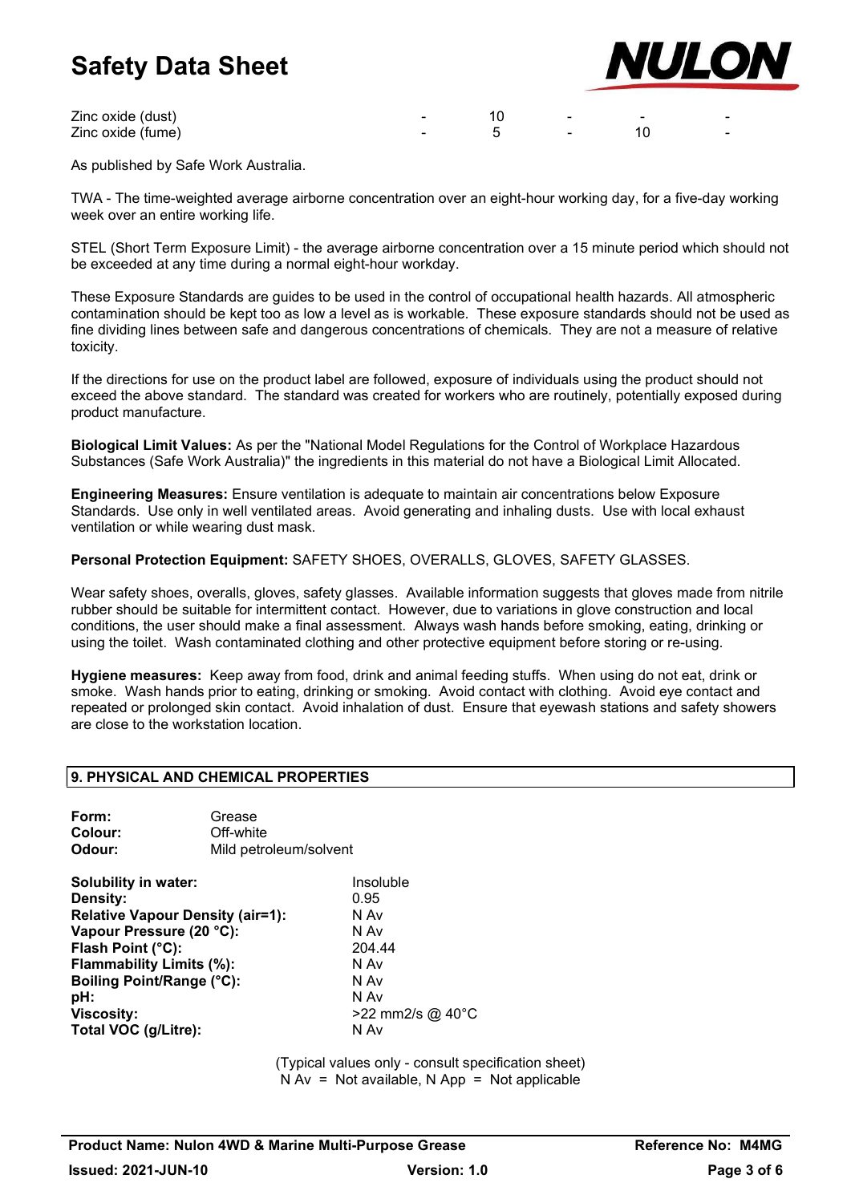| | | | | | |
|---|---|---|---|---|---|
| Zinc oxide (dust) | - | 10 | - | - | - |
| Zinc oxide (fume) | - | 5 | - | 10 | - |

As published by Safe Work Australia.

TWA - The time-weighted average airborne concentration over an eight-hour working day, for a five-day working week over an entire working life.

STEL (Short Term Exposure Limit) - the average airborne concentration over a 15 minute period which should not be exceeded at any time during a normal eight-hour workday.

These Exposure Standards are guides to be used in the control of occupational health hazards. All atmospheric contamination should be kept too as low a level as is workable. These exposure standards should not be used as fine dividing lines between safe and dangerous concentrations of chemicals. They are not a measure of relative toxicity.

If the directions for use on the product label are followed, exposure of individuals using the product should not exceed the above standard. The standard was created for workers who are routinely, potentially exposed during product manufacture.

**Biological Limit Values:** As per the "National Model Regulations for the Control of Workplace Hazardous Substances (Safe Work Australia)" the ingredients in this material do not have a Biological Limit Allocated.

**Engineering Measures:** Ensure ventilation is adequate to maintain air concentrations below Exposure Standards. Use only in well ventilated areas. Avoid generating and inhaling dusts. Use with local exhaust ventilation or while wearing dust mask.

**Personal Protection Equipment:** SAFETY SHOES, OVERALLS, GLOVES, SAFETY GLASSES.

Wear safety shoes, overalls, gloves, safety glasses. Available information suggests that gloves made from nitrile rubber should be suitable for intermittent contact. However, due to variations in glove construction and local conditions, the user should make a final assessment. Always wash hands before smoking, eating, drinking or using the toilet. Wash contaminated clothing and other protective equipment before storing or re-using.

**Hygiene measures:** Keep away from food, drink and animal feeding stuffs. When using do not eat, drink or smoke. Wash hands prior to eating, drinking or smoking. Avoid contact with clothing. Avoid eye contact and repeated or prolonged skin contact. Avoid inhalation of dust. Ensure that eyewash stations and safety showers are close to the workstation location.

## 9. PHYSICAL AND CHEMICAL PROPERTIES

**Form:** Grease
**Colour:** Off-white
**Odour:** Mild petroleum/solvent

**Solubility in water:** Insoluble
**Density:** 0.95
**Relative Vapour Density (air=1):** N Av
**Vapour Pressure (20 °C):** N Av
**Flash Point (°C):** 204.44
**Flammability Limits (%):** N Av
**Boiling Point/Range (°C):** N Av
**pH:** N Av
**Viscosity:** >22 mm2/s @ 40°C
**Total VOC (g/Litre):** N Av

(Typical values only - consult specification sheet)
N Av = Not available, N App = Not applicable

**Product Name: Nulon 4WD & Marine Multi-Purpose Grease** **Reference No: M4MG**
**Issued: 2021-JUN-10** **Version: 1.0**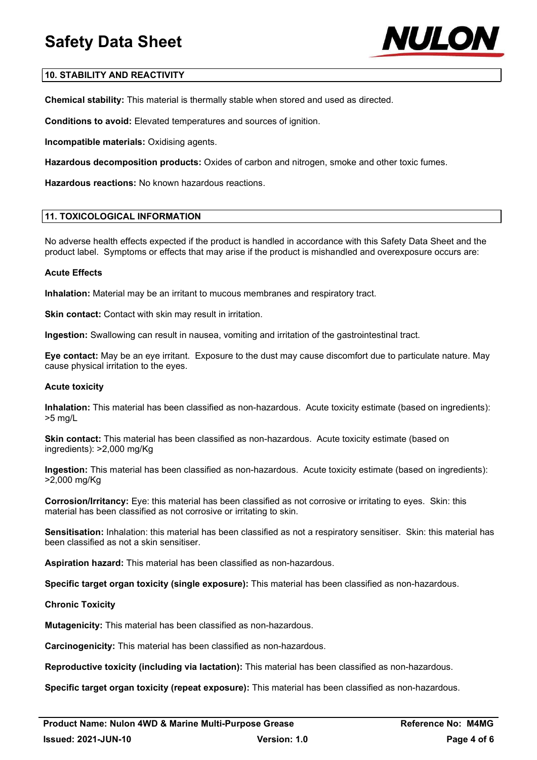## 10. STABILITY AND REACTIVITY

**Chemical stability:** This material is thermally stable when stored and used as directed.

**Conditions to avoid:** Elevated temperatures and sources of ignition.

**Incompatible materials:** Oxidising agents.

**Hazardous decomposition products:** Oxides of carbon and nitrogen, smoke and other toxic fumes.

**Hazardous reactions:** No known hazardous reactions.

## 11. TOXICOLOGICAL INFORMATION

No adverse health effects expected if the product is handled in accordance with this Safety Data Sheet and the product label. Symptoms or effects that may arise if the product is mishandled and overexposure occurs are:

### Acute Effects

**Inhalation:** Material may be an irritant to mucous membranes and respiratory tract.

**Skin contact:** Contact with skin may result in irritation.

**Ingestion:** Swallowing can result in nausea, vomiting and irritation of the gastrointestinal tract.

**Eye contact:** May be an eye irritant. Exposure to the dust may cause discomfort due to particulate nature. May cause physical irritation to the eyes.

### Acute toxicity

**Inhalation:** This material has been classified as non-hazardous. Acute toxicity estimate (based on ingredients): >5 mg/L

**Skin contact:** This material has been classified as non-hazardous. Acute toxicity estimate (based on ingredients): >2,000 mg/Kg

**Ingestion:** This material has been classified as non-hazardous. Acute toxicity estimate (based on ingredients): >2,000 mg/Kg

**Corrosion/Irritancy:** Eye: this material has been classified as not corrosive or irritating to eyes. Skin: this material has been classified as not corrosive or irritating to skin.

**Sensitisation:** Inhalation: this material has been classified as not a respiratory sensitiser. Skin: this material has been classified as not a skin sensitiser.

**Aspiration hazard:** This material has been classified as non-hazardous.

**Specific target organ toxicity (single exposure):** This material has been classified as non-hazardous.

### Chronic Toxicity

**Mutagenicity:** This material has been classified as non-hazardous.

**Carcinogenicity:** This material has been classified as non-hazardous.

**Reproductive toxicity (including via lactation):** This material has been classified as non-hazardous.

**Specific target organ toxicity (repeat exposure):** This material has been classified as non-hazardous.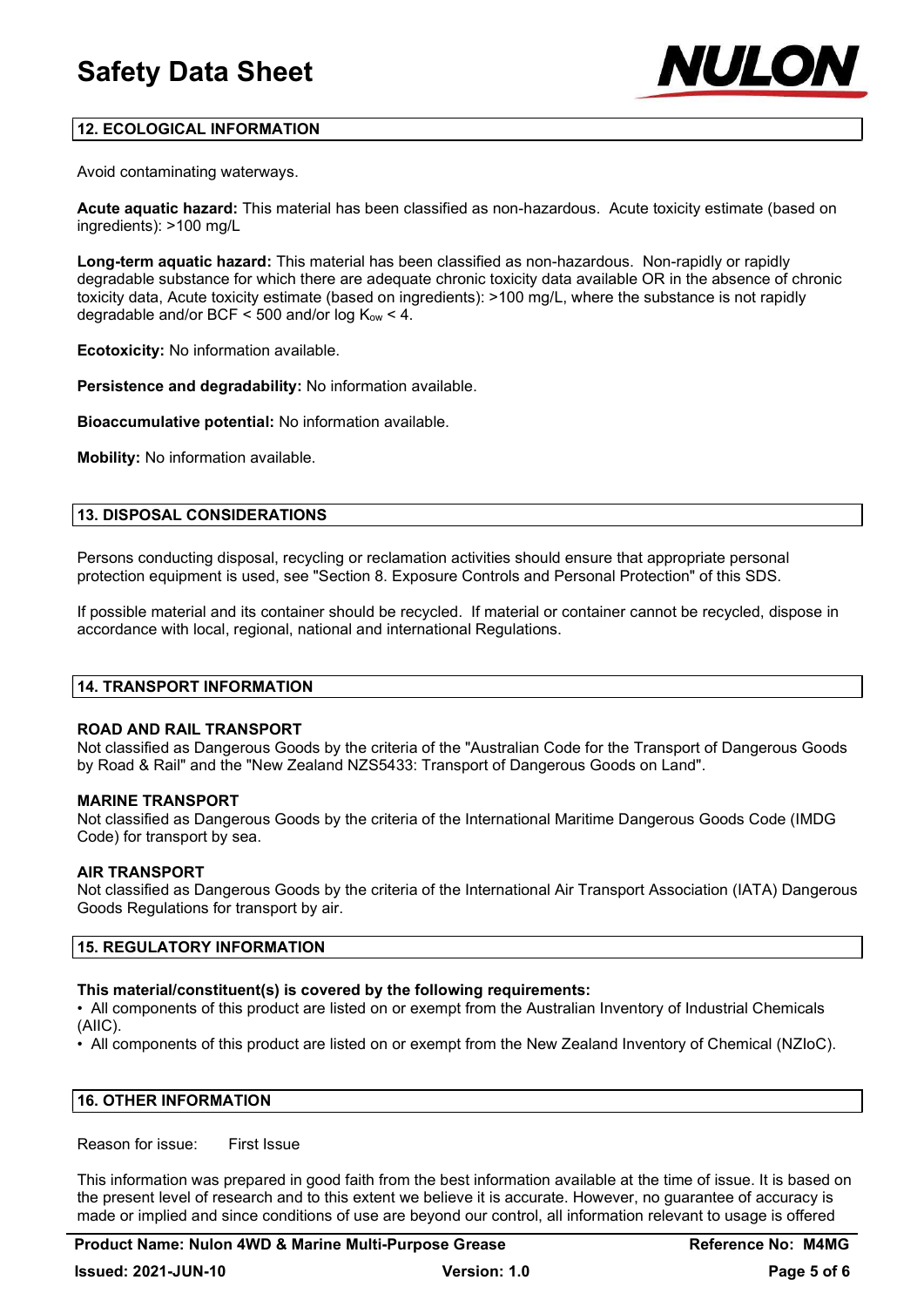## 12. ECOLOGICAL INFORMATION

Avoid contaminating waterways.

**Acute aquatic hazard:** This material has been classified as non-hazardous. Acute toxicity estimate (based on ingredients): >100 mg/L

**Long-term aquatic hazard:** This material has been classified as non-hazardous. Non-rapidly or rapidly degradable substance for which there are adequate chronic toxicity data available OR in the absence of chronic toxicity data, Acute toxicity estimate (based on ingredients): >100 mg/L, where the substance is not rapidly degradable and/or BCF < 500 and/or log $K_{ow}$ < 4.

**Ecotoxicity:** No information available.

**Persistence and degradability:** No information available.

**Bioaccumulative potential:** No information available.

**Mobility:** No information available.

## 13. DISPOSAL CONSIDERATIONS

Persons conducting disposal, recycling or reclamation activities should ensure that appropriate personal protection equipment is used, see "Section 8. Exposure Controls and Personal Protection" of this SDS.

If possible material and its container should be recycled. If material or container cannot be recycled, dispose in accordance with local, regional, national and international Regulations.

## 14. TRANSPORT INFORMATION

**ROAD AND RAIL TRANSPORT**
Not classified as Dangerous Goods by the criteria of the "Australian Code for the Transport of Dangerous Goods by Road & Rail" and the "New Zealand NZS5433: Transport of Dangerous Goods on Land".

**MARINE TRANSPORT**
Not classified as Dangerous Goods by the criteria of the International Maritime Dangerous Goods Code (IMDG Code) for transport by sea.

**AIR TRANSPORT**
Not classified as Dangerous Goods by the criteria of the International Air Transport Association (IATA) Dangerous Goods Regulations for transport by air.

## 15. REGULATORY INFORMATION

**This material/constituent(s) is covered by the following requirements:**

- All components of this product are listed on or exempt from the Australian Inventory of Industrial Chemicals (AIIC).
- All components of this product are listed on or exempt from the New Zealand Inventory of Chemical (NZIoC).

## 16. OTHER INFORMATION

Reason for issue: First Issue

This information was prepared in good faith from the best information available at the time of issue. It is based on the present level of research and to this extent we believe it is accurate. However, no guarantee of accuracy is made or implied and since conditions of use are beyond our control, all information relevant to usage is offered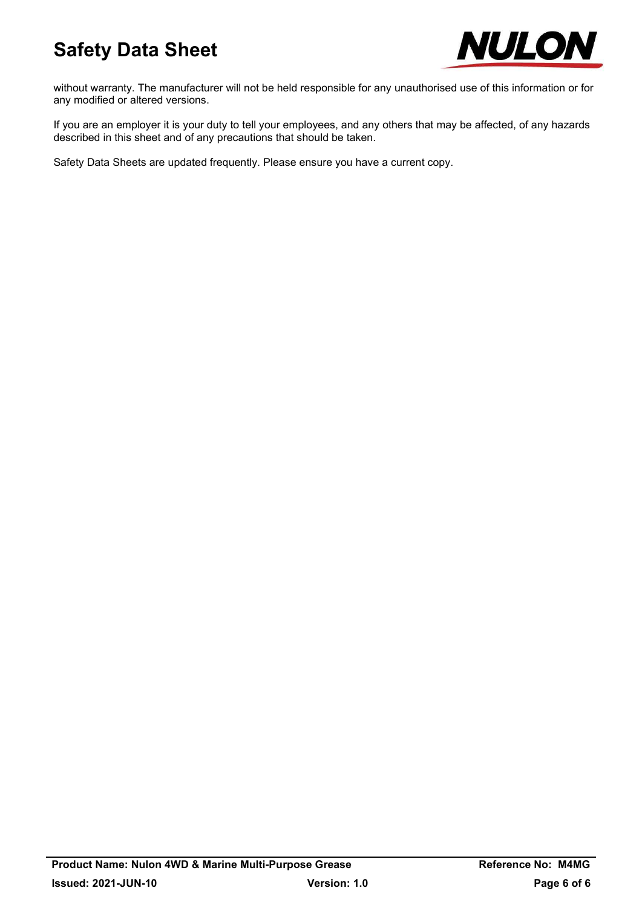without warranty. The manufacturer will not be held responsible for any unauthorised use of this information or for any modified or altered versions.

If you are an employer it is your duty to tell your employees, and any others that may be affected, of any hazards described in this sheet and of any precautions that should be taken.

Safety Data Sheets are updated frequently. Please ensure you have a current copy.